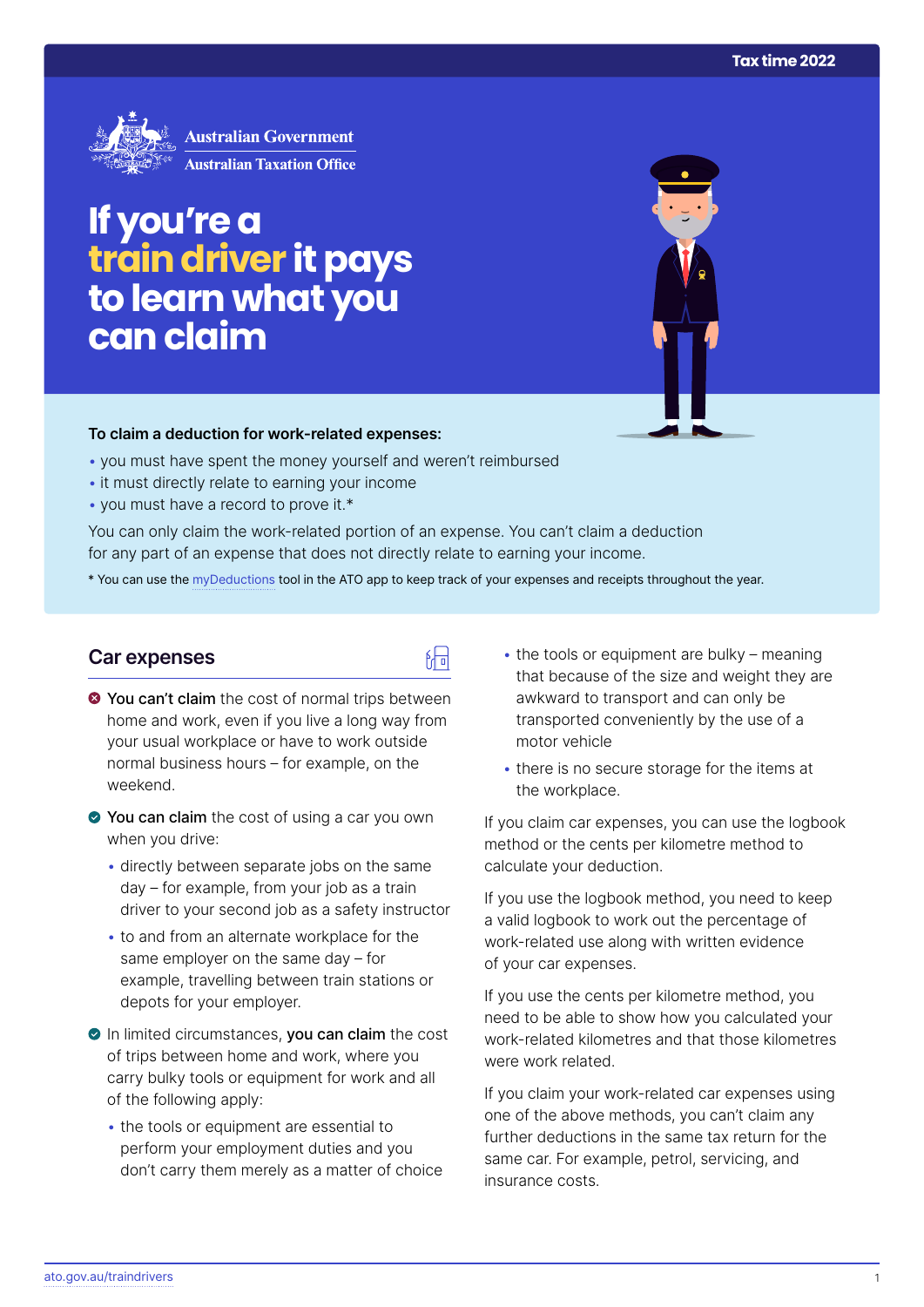Tax time 2022

Australian Government
Australian Taxation Office

# If you're a train driver it pays to learn what you can claim

**To claim a deduction for work-related expenses:**

- you must have spent the money yourself and weren't reimbursed
- it must directly relate to earning your income
- you must have a record to prove it.*

You can only claim the work-related portion of an expense. You can't claim a deduction for any part of an expense that does not directly relate to earning your income.

* You can use the myDeductions tool in the ATO app to keep track of your expenses and receipts throughout the year.

## Car expenses

**You can't claim** the cost of normal trips between home and work, even if you live a long way from your usual workplace or have to work outside normal business hours – for example, on the weekend.

**You can claim** the cost of using a car you own when you drive:

- directly between separate jobs on the same day – for example, from your job as a train driver to your second job as a safety instructor
- to and from an alternate workplace for the same employer on the same day – for example, travelling between train stations or depots for your employer.

In limited circumstances, **you can claim** the cost of trips between home and work, where you carry bulky tools or equipment for work and all of the following apply:

- the tools or equipment are essential to perform your employment duties and you don't carry them merely as a matter of choice
- the tools or equipment are bulky – meaning that because of the size and weight they are awkward to transport and can only be transported conveniently by the use of a motor vehicle
- there is no secure storage for the items at the workplace.

If you claim car expenses, you can use the logbook method or the cents per kilometre method to calculate your deduction.

If you use the logbook method, you need to keep a valid logbook to work out the percentage of work-related use along with written evidence of your car expenses.

If you use the cents per kilometre method, you need to be able to show how you calculated your work-related kilometres and that those kilometres were work related.

If you claim your work-related car expenses using one of the above methods, you can't claim any further deductions in the same tax return for the same car. For example, petrol, servicing, and insurance costs.

ato.gov.au/traindrivers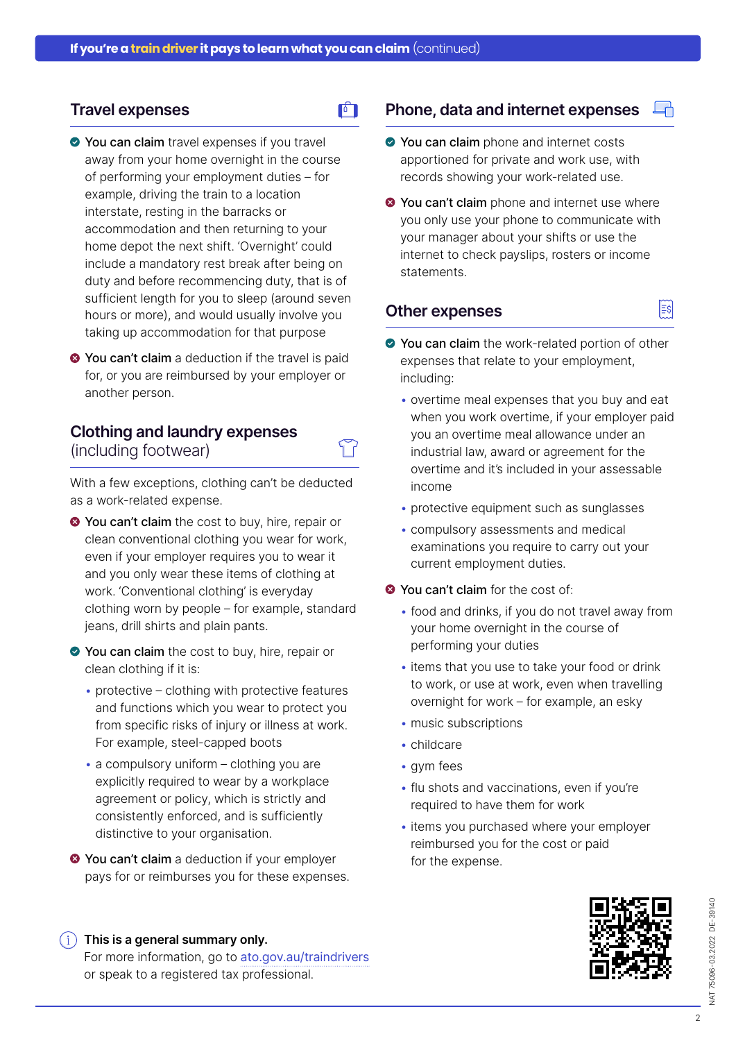**If you're a train driver it pays to learn what you can claim** (continued)

## Travel expenses

- **You can claim** travel expenses if you travel away from your home overnight in the course of performing your employment duties – for example, driving the train to a location interstate, resting in the barracks or accommodation and then returning to your home depot the next shift. 'Overnight' could include a mandatory rest break after being on duty and before recommencing duty, that is of sufficient length for you to sleep (around seven hours or more), and would usually involve you taking up accommodation for that purpose
- **You can't claim** a deduction if the travel is paid for, or you are reimbursed by your employer or another person.

## Clothing and laundry expenses (including footwear)

With a few exceptions, clothing can't be deducted as a work-related expense.

- **You can't claim** the cost to buy, hire, repair or clean conventional clothing you wear for work, even if your employer requires you to wear it and you only wear these items of clothing at work. 'Conventional clothing' is everyday clothing worn by people – for example, standard jeans, drill shirts and plain pants.
- **You can claim** the cost to buy, hire, repair or clean clothing if it is:
  - protective – clothing with protective features and functions which you wear to protect you from specific risks of injury or illness at work. For example, steel-capped boots
  - a compulsory uniform – clothing you are explicitly required to wear by a workplace agreement or policy, which is strictly and consistently enforced, and is sufficiently distinctive to your organisation.
- **You can't claim** a deduction if your employer pays for or reimburses you for these expenses.

## Phone, data and internet expenses

- **You can claim** phone and internet costs apportioned for private and work use, with records showing your work-related use.
- **You can't claim** phone and internet use where you only use your phone to communicate with your manager about your shifts or use the internet to check payslips, rosters or income statements.

## Other expenses

- **You can claim** the work-related portion of other expenses that relate to your employment, including:
  - overtime meal expenses that you buy and eat when you work overtime, if your employer paid you an overtime meal allowance under an industrial law, award or agreement for the overtime and it's included in your assessable income
  - protective equipment such as sunglasses
  - compulsory assessments and medical examinations you require to carry out your current employment duties.
- **You can't claim** for the cost of:
  - food and drinks, if you do not travel away from your home overnight in the course of performing your duties
  - items that you use to take your food or drink to work, or use at work, even when travelling overnight for work – for example, an esky
  - music subscriptions
  - childcare
  - gym fees
  - flu shots and vaccinations, even if you're required to have them for work
  - items you purchased where your employer reimbursed you for the cost or paid for the expense.

**This is a general summary only.**
For more information, go to ato.gov.au/traindrivers or speak to a registered tax professional.

NAT 75096-03.2022 DE-39140